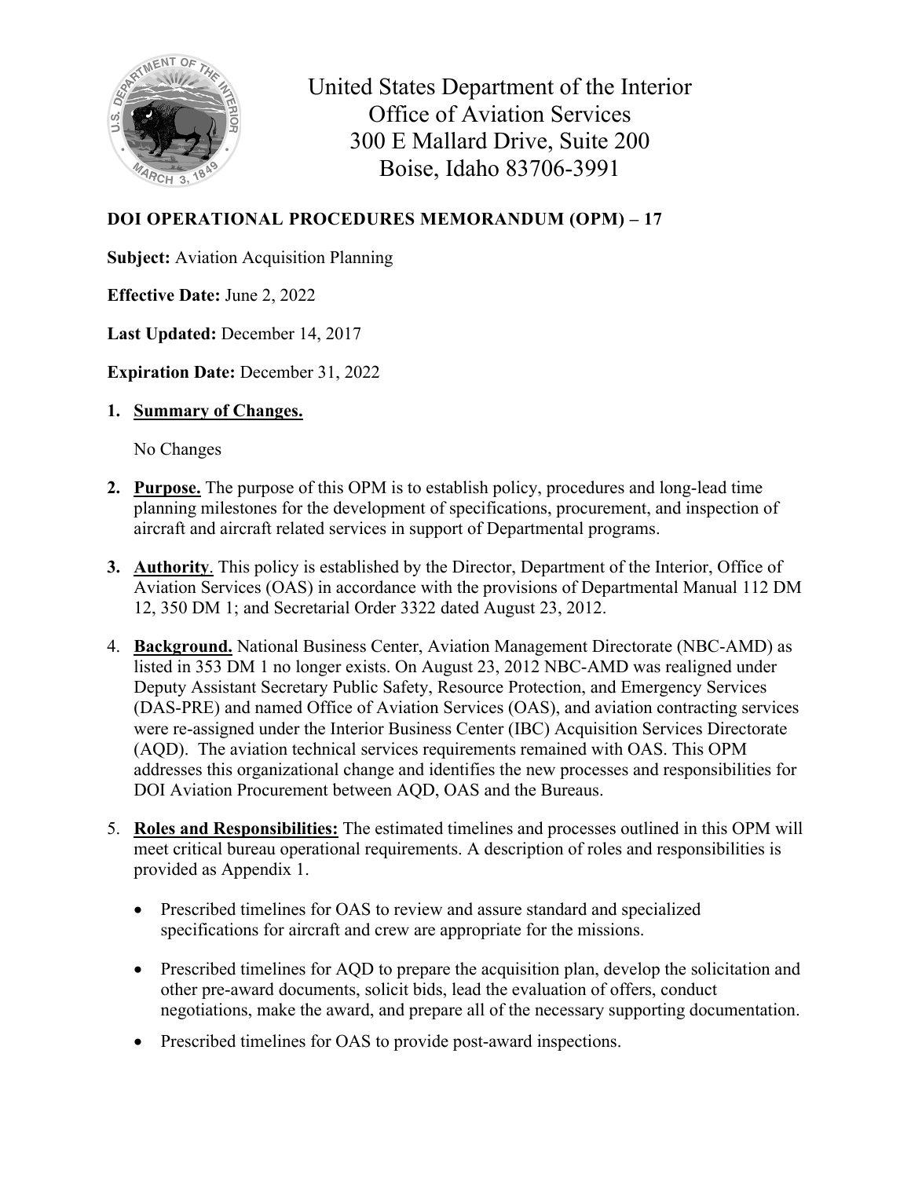United States Department of the Interior
Office of Aviation Services
300 E Mallard Drive, Suite 200
Boise, Idaho 83706-3991

**DOI OPERATIONAL PROCEDURES MEMORANDUM (OPM) – 17**

**Subject:** Aviation Acquisition Planning

**Effective Date:** June 2, 2022

**Last Updated:** December 14, 2017

**Expiration Date:** December 31, 2022

1. **Summary of Changes.**

   No Changes

2. **Purpose.** The purpose of this OPM is to establish policy, procedures and long-lead time planning milestones for the development of specifications, procurement, and inspection of aircraft and aircraft related services in support of Departmental programs.

3. **Authority**. This policy is established by the Director, Department of the Interior, Office of Aviation Services (OAS) in accordance with the provisions of Departmental Manual 112 DM 12, 350 DM 1; and Secretarial Order 3322 dated August 23, 2012.

4. **Background.** National Business Center, Aviation Management Directorate (NBC-AMD) as listed in 353 DM 1 no longer exists. On August 23, 2012 NBC-AMD was realigned under Deputy Assistant Secretary Public Safety, Resource Protection, and Emergency Services (DAS-PRE) and named Office of Aviation Services (OAS), and aviation contracting services were re-assigned under the Interior Business Center (IBC) Acquisition Services Directorate (AQD). The aviation technical services requirements remained with OAS. This OPM addresses this organizational change and identifies the new processes and responsibilities for DOI Aviation Procurement between AQD, OAS and the Bureaus.

5. **Roles and Responsibilities:** The estimated timelines and processes outlined in this OPM will meet critical bureau operational requirements. A description of roles and responsibilities is provided as Appendix 1.

   - Prescribed timelines for OAS to review and assure standard and specialized specifications for aircraft and crew are appropriate for the missions.
   - Prescribed timelines for AQD to prepare the acquisition plan, develop the solicitation and other pre-award documents, solicit bids, lead the evaluation of offers, conduct negotiations, make the award, and prepare all of the necessary supporting documentation.
   - Prescribed timelines for OAS to provide post-award inspections.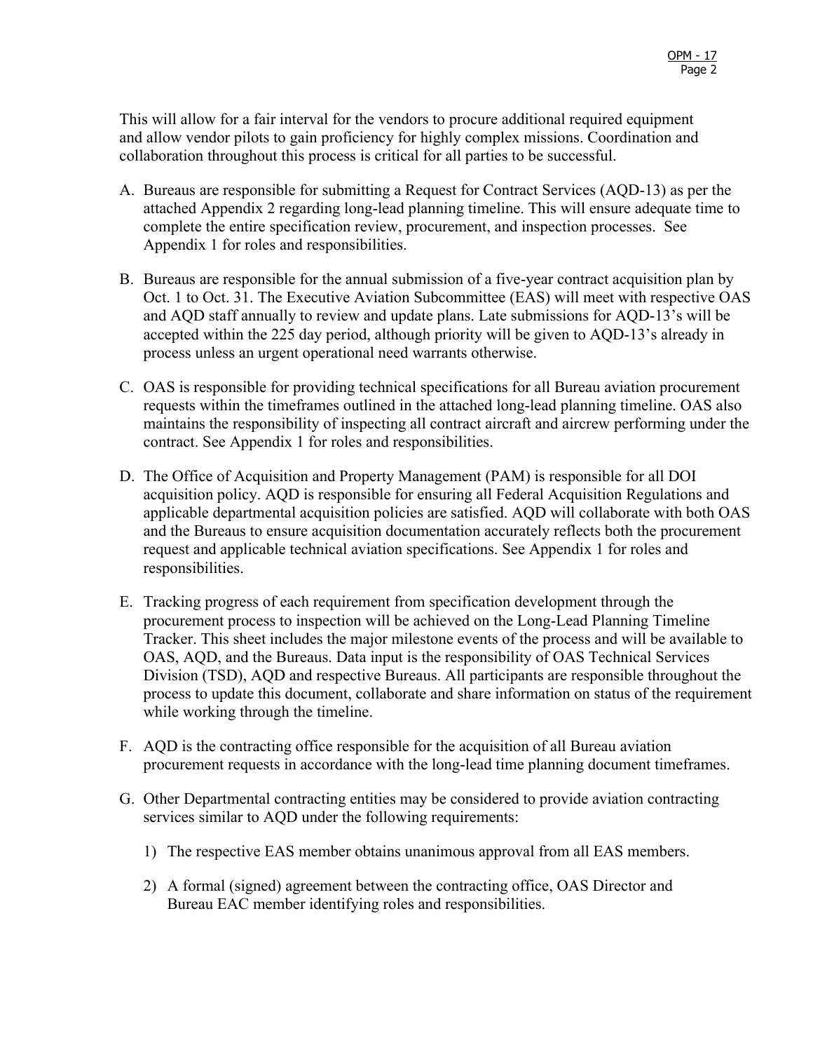This will allow for a fair interval for the vendors to procure additional required equipment and allow vendor pilots to gain proficiency for highly complex missions. Coordination and collaboration throughout this process is critical for all parties to be successful.

A. Bureaus are responsible for submitting a Request for Contract Services (AQD-13) as per the attached Appendix 2 regarding long-lead planning timeline. This will ensure adequate time to complete the entire specification review, procurement, and inspection processes. See Appendix 1 for roles and responsibilities.

B. Bureaus are responsible for the annual submission of a five-year contract acquisition plan by Oct. 1 to Oct. 31. The Executive Aviation Subcommittee (EAS) will meet with respective OAS and AQD staff annually to review and update plans. Late submissions for AQD-13's will be accepted within the 225 day period, although priority will be given to AQD-13's already in process unless an urgent operational need warrants otherwise.

C. OAS is responsible for providing technical specifications for all Bureau aviation procurement requests within the timeframes outlined in the attached long-lead planning timeline. OAS also maintains the responsibility of inspecting all contract aircraft and aircrew performing under the contract. See Appendix 1 for roles and responsibilities.

D. The Office of Acquisition and Property Management (PAM) is responsible for all DOI acquisition policy. AQD is responsible for ensuring all Federal Acquisition Regulations and applicable departmental acquisition policies are satisfied. AQD will collaborate with both OAS and the Bureaus to ensure acquisition documentation accurately reflects both the procurement request and applicable technical aviation specifications. See Appendix 1 for roles and responsibilities.

E. Tracking progress of each requirement from specification development through the procurement process to inspection will be achieved on the Long-Lead Planning Timeline Tracker. This sheet includes the major milestone events of the process and will be available to OAS, AQD, and the Bureaus. Data input is the responsibility of OAS Technical Services Division (TSD), AQD and respective Bureaus. All participants are responsible throughout the process to update this document, collaborate and share information on status of the requirement while working through the timeline.

F. AQD is the contracting office responsible for the acquisition of all Bureau aviation procurement requests in accordance with the long-lead time planning document timeframes.

G. Other Departmental contracting entities may be considered to provide aviation contracting services similar to AQD under the following requirements:

   1) The respective EAS member obtains unanimous approval from all EAS members.

   2) A formal (signed) agreement between the contracting office, OAS Director and Bureau EAC member identifying roles and responsibilities.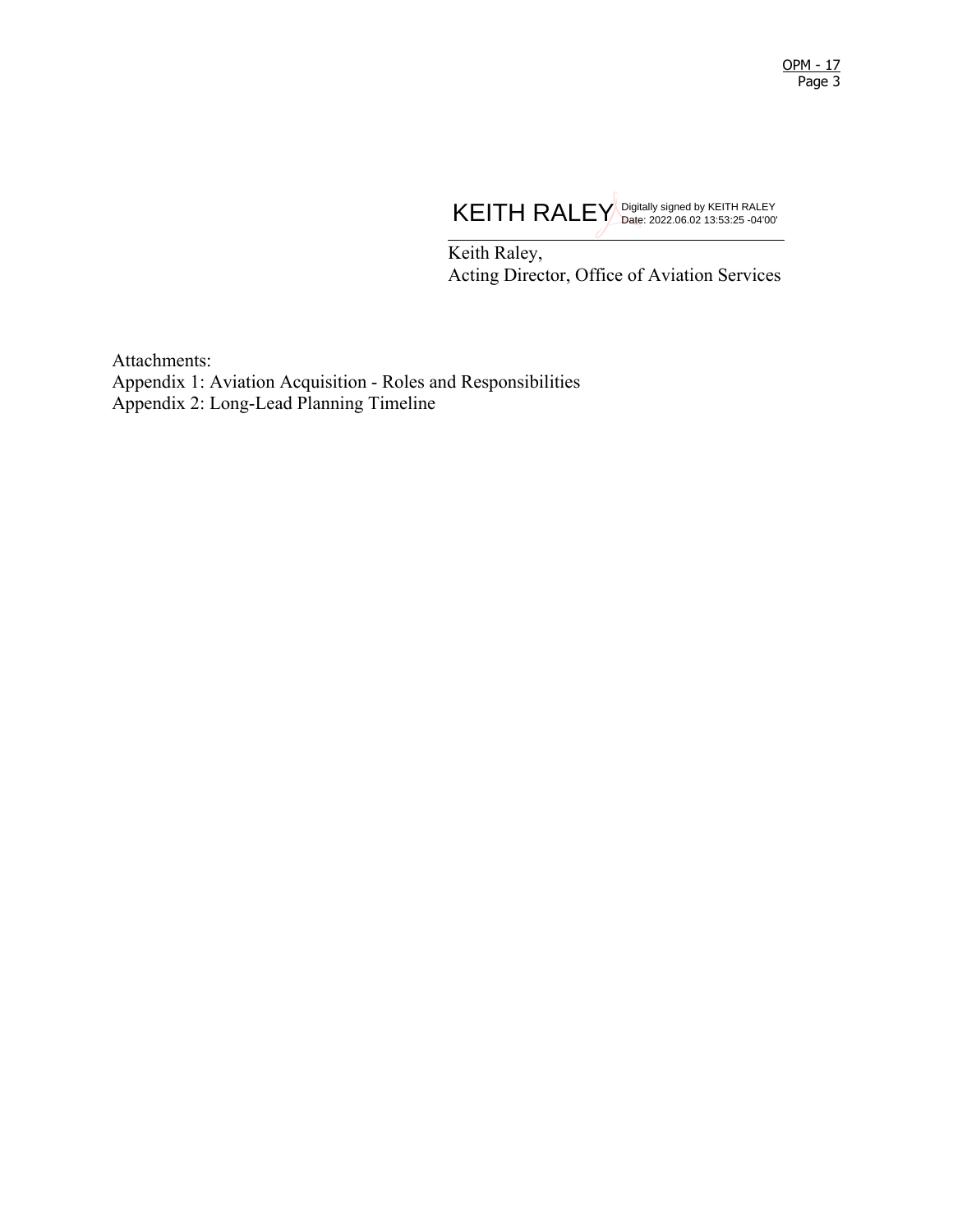KEITH RALEY Digitally signed by KEITH RALEY Date: 2022.06.02 13:53:25 -04'00'

Keith Raley,
Acting Director, Office of Aviation Services

Attachments:
Appendix 1: Aviation Acquisition - Roles and Responsibilities
Appendix 2: Long-Lead Planning Timeline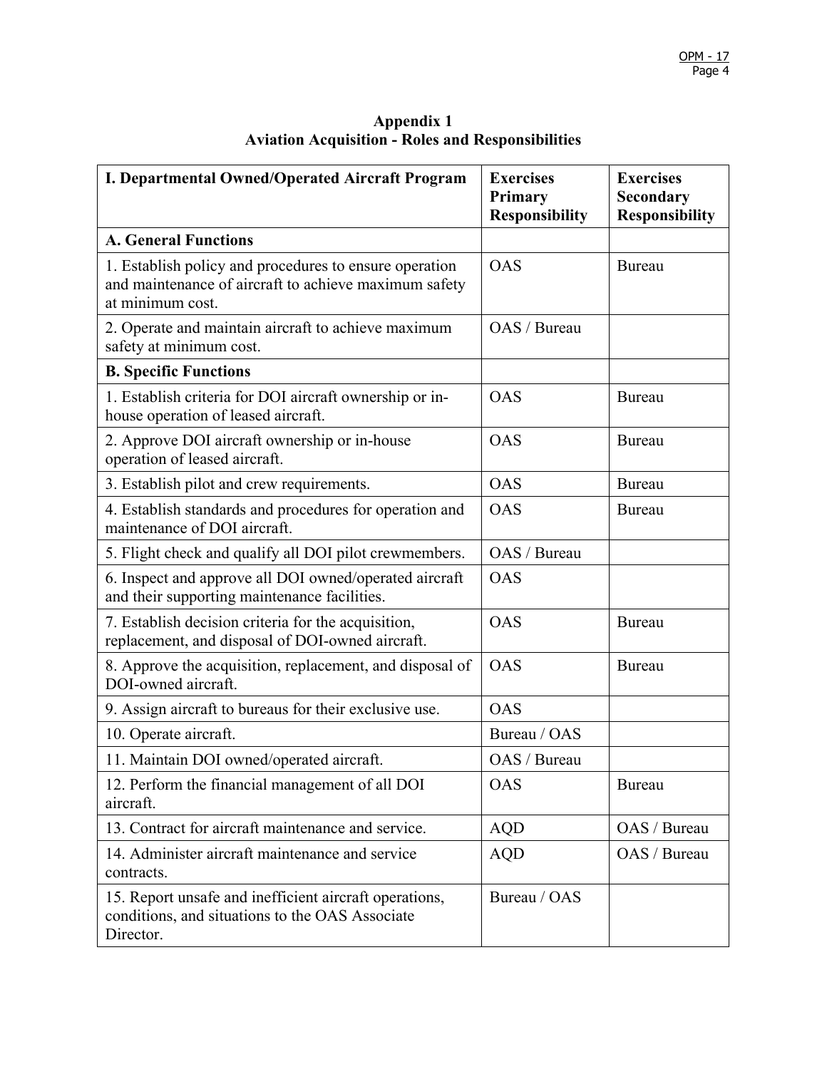**Appendix 1**
**Aviation Acquisition - Roles and Responsibilities**

| **I. Departmental Owned/Operated Aircraft Program** | **Exercises Primary Responsibility** | **Exercises Secondary Responsibility** |
|---|---|---|
| **A. General Functions** | | |
| 1. Establish policy and procedures to ensure operation and maintenance of aircraft to achieve maximum safety at minimum cost. | OAS | Bureau |
| 2. Operate and maintain aircraft to achieve maximum safety at minimum cost. | OAS / Bureau | |
| **B. Specific Functions** | | |
| 1. Establish criteria for DOI aircraft ownership or in-house operation of leased aircraft. | OAS | Bureau |
| 2. Approve DOI aircraft ownership or in-house operation of leased aircraft. | OAS | Bureau |
| 3. Establish pilot and crew requirements. | OAS | Bureau |
| 4. Establish standards and procedures for operation and maintenance of DOI aircraft. | OAS | Bureau |
| 5. Flight check and qualify all DOI pilot crewmembers. | OAS / Bureau | |
| 6. Inspect and approve all DOI owned/operated aircraft and their supporting maintenance facilities. | OAS | |
| 7. Establish decision criteria for the acquisition, replacement, and disposal of DOI-owned aircraft. | OAS | Bureau |
| 8. Approve the acquisition, replacement, and disposal of DOI-owned aircraft. | OAS | Bureau |
| 9. Assign aircraft to bureaus for their exclusive use. | OAS | |
| 10. Operate aircraft. | Bureau / OAS | |
| 11. Maintain DOI owned/operated aircraft. | OAS / Bureau | |
| 12. Perform the financial management of all DOI aircraft. | OAS | Bureau |
| 13. Contract for aircraft maintenance and service. | AQD | OAS / Bureau |
| 14. Administer aircraft maintenance and service contracts. | AQD | OAS / Bureau |
| 15. Report unsafe and inefficient aircraft operations, conditions, and situations to the OAS Associate Director. | Bureau / OAS | |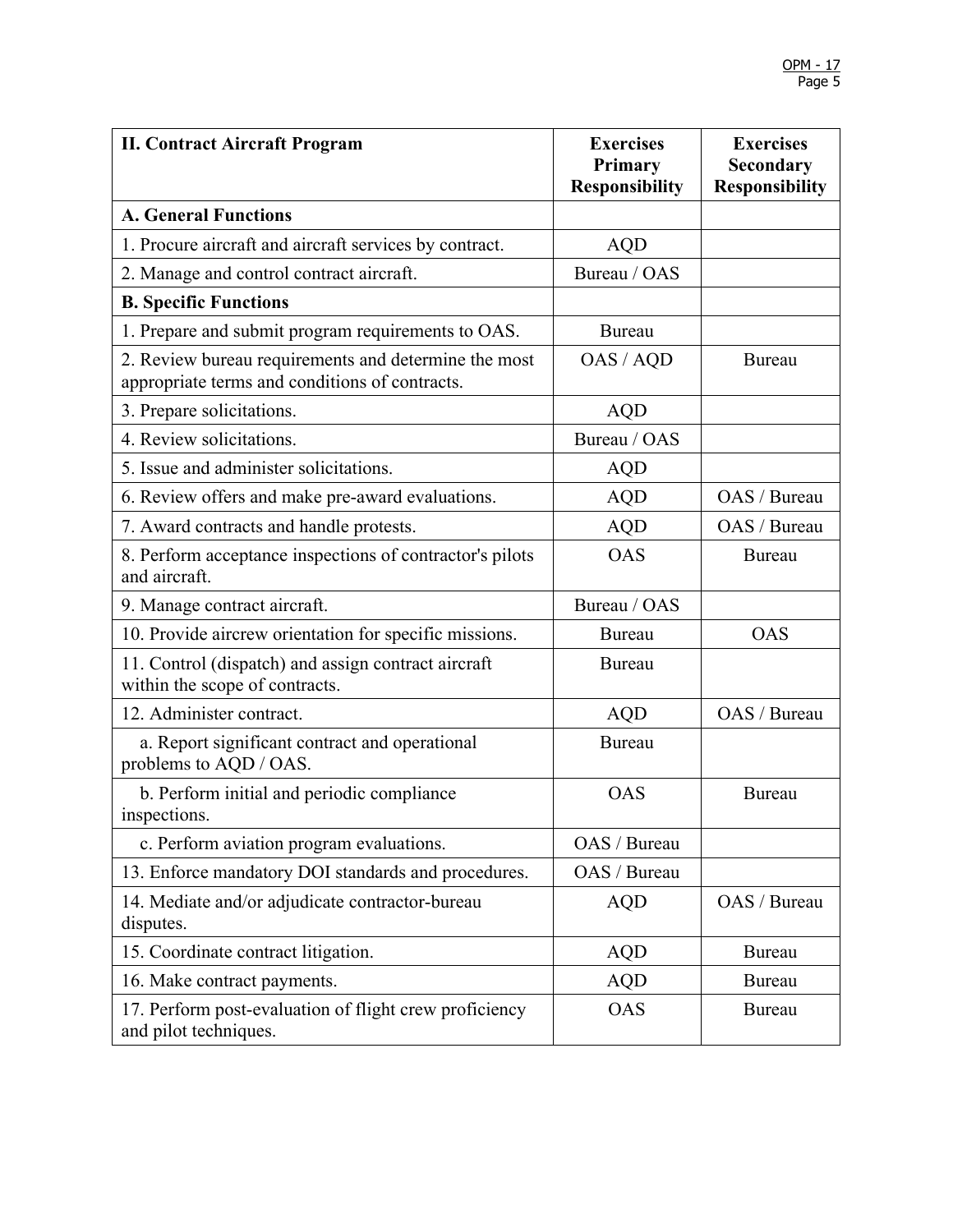| II. Contract Aircraft Program | Exercises Primary Responsibility | Exercises Secondary Responsibility |
|---|---|---|
| **A. General Functions** | | |
| 1. Procure aircraft and aircraft services by contract. | AQD | |
| 2. Manage and control contract aircraft. | Bureau / OAS | |
| **B. Specific Functions** | | |
| 1. Prepare and submit program requirements to OAS. | Bureau | |
| 2. Review bureau requirements and determine the most appropriate terms and conditions of contracts. | OAS / AQD | Bureau |
| 3. Prepare solicitations. | AQD | |
| 4. Review solicitations. | Bureau / OAS | |
| 5. Issue and administer solicitations. | AQD | |
| 6. Review offers and make pre-award evaluations. | AQD | OAS / Bureau |
| 7. Award contracts and handle protests. | AQD | OAS / Bureau |
| 8. Perform acceptance inspections of contractor's pilots and aircraft. | OAS | Bureau |
| 9. Manage contract aircraft. | Bureau / OAS | |
| 10. Provide aircrew orientation for specific missions. | Bureau | OAS |
| 11. Control (dispatch) and assign contract aircraft within the scope of contracts. | Bureau | |
| 12. Administer contract. | AQD | OAS / Bureau |
| a. Report significant contract and operational problems to AQD / OAS. | Bureau | |
| b. Perform initial and periodic compliance inspections. | OAS | Bureau |
| c. Perform aviation program evaluations. | OAS / Bureau | |
| 13. Enforce mandatory DOI standards and procedures. | OAS / Bureau | |
| 14. Mediate and/or adjudicate contractor-bureau disputes. | AQD | OAS / Bureau |
| 15. Coordinate contract litigation. | AQD | Bureau |
| 16. Make contract payments. | AQD | Bureau |
| 17. Perform post-evaluation of flight crew proficiency and pilot techniques. | OAS | Bureau |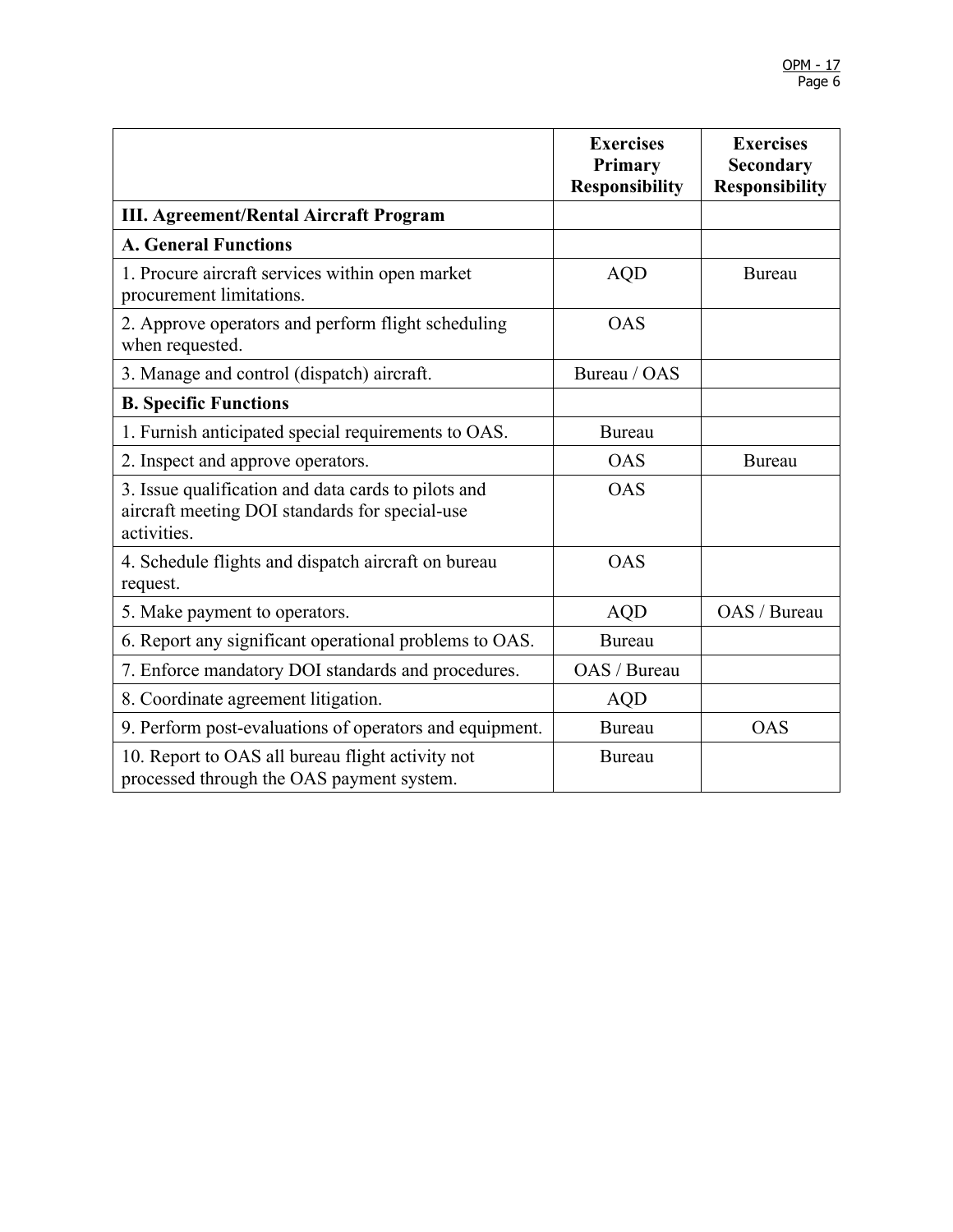| | Exercises Primary Responsibility | Exercises Secondary Responsibility |
|---|---|---|
| **III. Agreement/Rental Aircraft Program** | | |
| **A. General Functions** | | |
| 1. Procure aircraft services within open market procurement limitations. | AQD | Bureau |
| 2. Approve operators and perform flight scheduling when requested. | OAS | |
| 3. Manage and control (dispatch) aircraft. | Bureau / OAS | |
| **B. Specific Functions** | | |
| 1. Furnish anticipated special requirements to OAS. | Bureau | |
| 2. Inspect and approve operators. | OAS | Bureau |
| 3. Issue qualification and data cards to pilots and aircraft meeting DOI standards for special-use activities. | OAS | |
| 4. Schedule flights and dispatch aircraft on bureau request. | OAS | |
| 5. Make payment to operators. | AQD | OAS / Bureau |
| 6. Report any significant operational problems to OAS. | Bureau | |
| 7. Enforce mandatory DOI standards and procedures. | OAS / Bureau | |
| 8. Coordinate agreement litigation. | AQD | |
| 9. Perform post-evaluations of operators and equipment. | Bureau | OAS |
| 10. Report to OAS all bureau flight activity not processed through the OAS payment system. | Bureau | |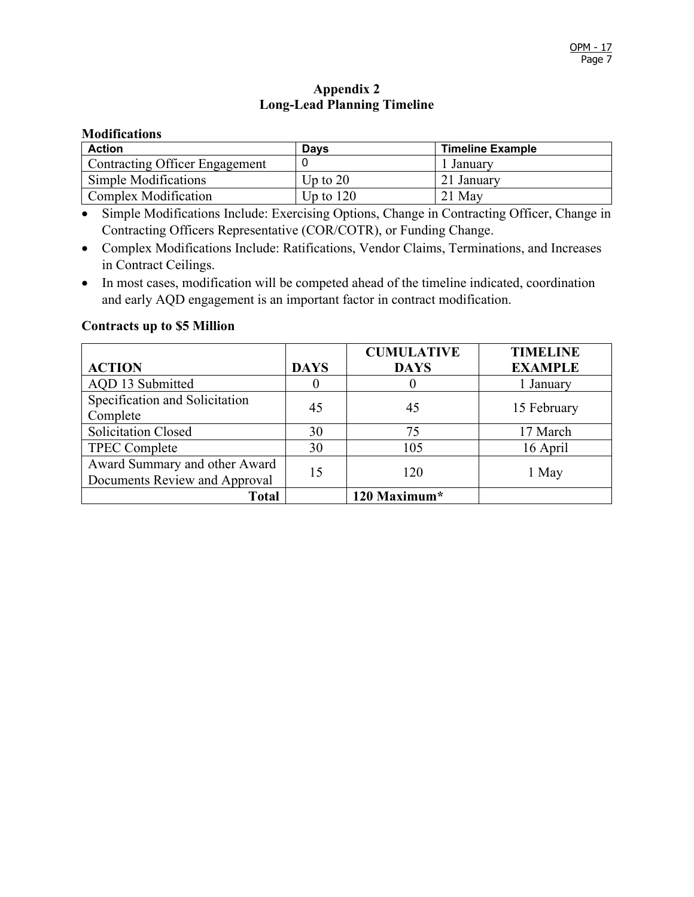## Appendix 2
## Long-Lead Planning Timeline

**Modifications**

| Action | Days | Timeline Example |
|---|---|---|
| Contracting Officer Engagement | 0 | 1 January |
| Simple Modifications | Up to 20 | 21 January |
| Complex Modification | Up to 120 | 21 May |

- Simple Modifications Include: Exercising Options, Change in Contracting Officer, Change in Contracting Officers Representative (COR/COTR), or Funding Change.
- Complex Modifications Include: Ratifications, Vendor Claims, Terminations, and Increases in Contract Ceilings.
- In most cases, modification will be competed ahead of the timeline indicated, coordination and early AQD engagement is an important factor in contract modification.

**Contracts up to $5 Million**

| ACTION | DAYS | CUMULATIVE DAYS | TIMELINE EXAMPLE |
|---|---|---|---|
| AQD 13 Submitted | 0 | 0 | 1 January |
| Specification and Solicitation Complete | 45 | 45 | 15 February |
| Solicitation Closed | 30 | 75 | 17 March |
| TPEC Complete | 30 | 105 | 16 April |
| Award Summary and other Award Documents Review and Approval | 15 | 120 | 1 May |
| **Total** | | **120 Maximum*** | |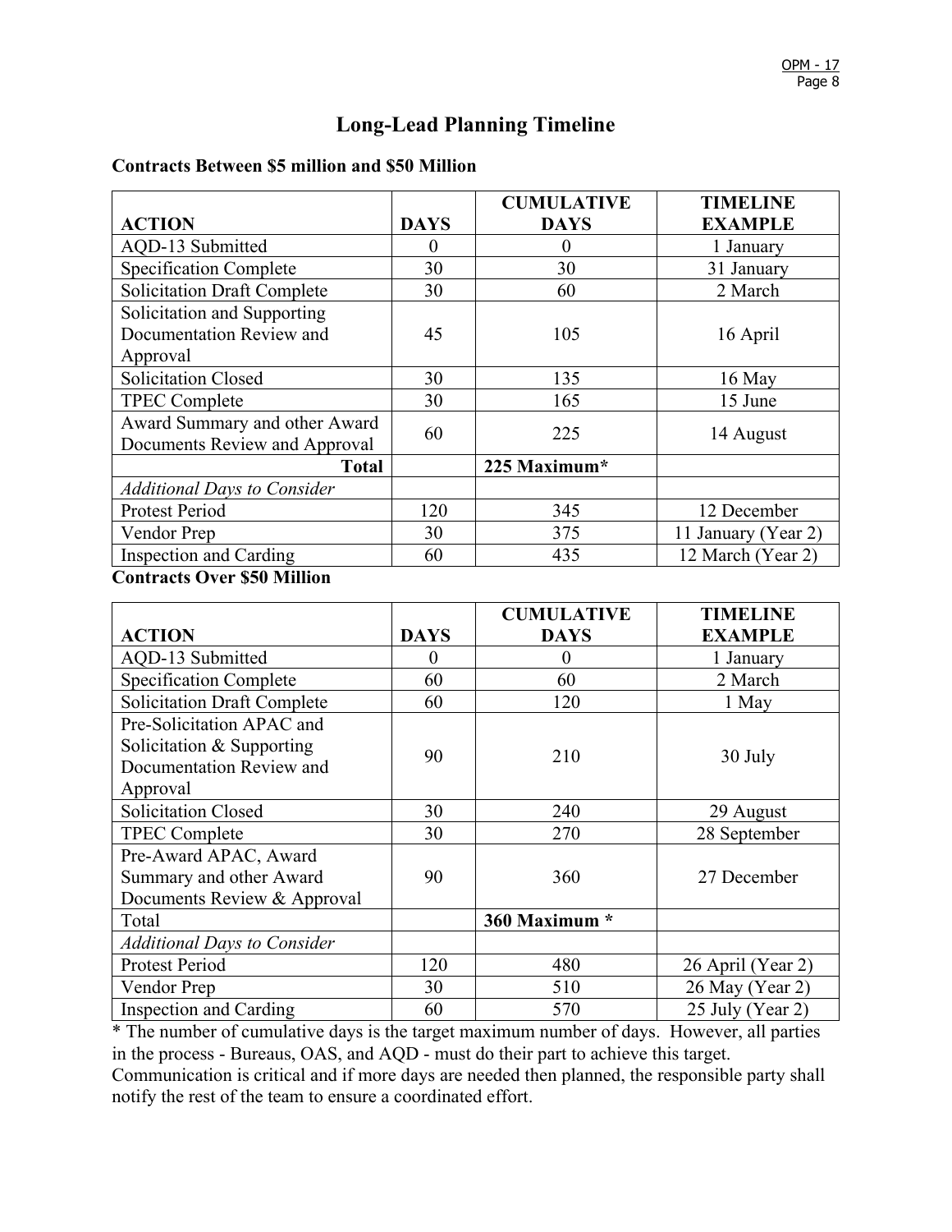# Long-Lead Planning Timeline

**Contracts Between $5 million and $50 Million**

| ACTION | DAYS | CUMULATIVE DAYS | TIMELINE EXAMPLE |
|---|---|---|---|
| AQD-13 Submitted | 0 | 0 | 1 January |
| Specification Complete | 30 | 30 | 31 January |
| Solicitation Draft Complete | 30 | 60 | 2 March |
| Solicitation and Supporting Documentation Review and Approval | 45 | 105 | 16 April |
| Solicitation Closed | 30 | 135 | 16 May |
| TPEC Complete | 30 | 165 | 15 June |
| Award Summary and other Award Documents Review and Approval | 60 | 225 | 14 August |
| **Total** | | **225 Maximum*** | |
| *Additional Days to Consider* | | | |
| Protest Period | 120 | 345 | 12 December |
| Vendor Prep | 30 | 375 | 11 January (Year 2) |
| Inspection and Carding | 60 | 435 | 12 March (Year 2) |

**Contracts Over $50 Million**

| ACTION | DAYS | CUMULATIVE DAYS | TIMELINE EXAMPLE |
|---|---|---|---|
| AQD-13 Submitted | 0 | 0 | 1 January |
| Specification Complete | 60 | 60 | 2 March |
| Solicitation Draft Complete | 60 | 120 | 1 May |
| Pre-Solicitation APAC and Solicitation & Supporting Documentation Review and Approval | 90 | 210 | 30 July |
| Solicitation Closed | 30 | 240 | 29 August |
| TPEC Complete | 30 | 270 | 28 September |
| Pre-Award APAC, Award Summary and other Award Documents Review & Approval | 90 | 360 | 27 December |
| Total | | **360 Maximum *** | |
| *Additional Days to Consider* | | | |
| Protest Period | 120 | 480 | 26 April (Year 2) |
| Vendor Prep | 30 | 510 | 26 May (Year 2) |
| Inspection and Carding | 60 | 570 | 25 July (Year 2) |

* The number of cumulative days is the target maximum number of days. However, all parties in the process - Bureaus, OAS, and AQD - must do their part to achieve this target. Communication is critical and if more days are needed then planned, the responsible party shall notify the rest of the team to ensure a coordinated effort.